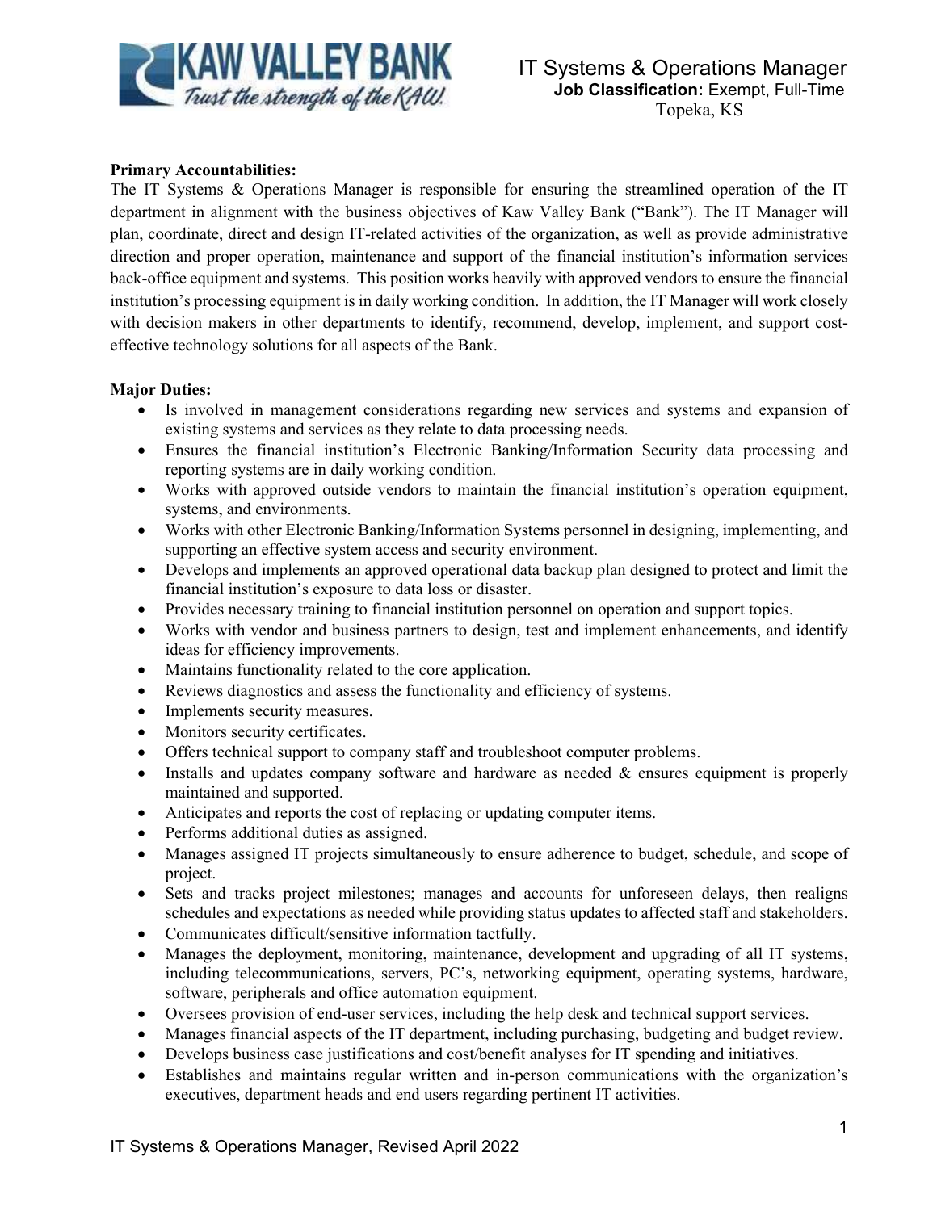KAW VALLEY BANK

*Trust the strength of the KAW.*

# IT Systems & Operations Manager

**Job Classification:** Exempt, Full-Time

Topeka, KS

**Primary Accountabilities:**

The IT Systems & Operations Manager is responsible for ensuring the streamlined operation of the IT department in alignment with the business objectives of Kaw Valley Bank ("Bank"). The IT Manager will plan, coordinate, direct and design IT-related activities of the organization, as well as provide administrative direction and proper operation, maintenance and support of the financial institution's information services back-office equipment and systems. This position works heavily with approved vendors to ensure the financial institution's processing equipment is in daily working condition. In addition, the IT Manager will work closely with decision makers in other departments to identify, recommend, develop, implement, and support cost-effective technology solutions for all aspects of the Bank.

**Major Duties:**

- Is involved in management considerations regarding new services and systems and expansion of existing systems and services as they relate to data processing needs.
- Ensures the financial institution's Electronic Banking/Information Security data processing and reporting systems are in daily working condition.
- Works with approved outside vendors to maintain the financial institution's operation equipment, systems, and environments.
- Works with other Electronic Banking/Information Systems personnel in designing, implementing, and supporting an effective system access and security environment.
- Develops and implements an approved operational data backup plan designed to protect and limit the financial institution's exposure to data loss or disaster.
- Provides necessary training to financial institution personnel on operation and support topics.
- Works with vendor and business partners to design, test and implement enhancements, and identify ideas for efficiency improvements.
- Maintains functionality related to the core application.
- Reviews diagnostics and assess the functionality and efficiency of systems.
- Implements security measures.
- Monitors security certificates.
- Offers technical support to company staff and troubleshoot computer problems.
- Installs and updates company software and hardware as needed & ensures equipment is properly maintained and supported.
- Anticipates and reports the cost of replacing or updating computer items.
- Performs additional duties as assigned.
- Manages assigned IT projects simultaneously to ensure adherence to budget, schedule, and scope of project.
- Sets and tracks project milestones; manages and accounts for unforeseen delays, then realigns schedules and expectations as needed while providing status updates to affected staff and stakeholders.
- Communicates difficult/sensitive information tactfully.
- Manages the deployment, monitoring, maintenance, development and upgrading of all IT systems, including telecommunications, servers, PC's, networking equipment, operating systems, hardware, software, peripherals and office automation equipment.
- Oversees provision of end-user services, including the help desk and technical support services.
- Manages financial aspects of the IT department, including purchasing, budgeting and budget review.
- Develops business case justifications and cost/benefit analyses for IT spending and initiatives.
- Establishes and maintains regular written and in-person communications with the organization's executives, department heads and end users regarding pertinent IT activities.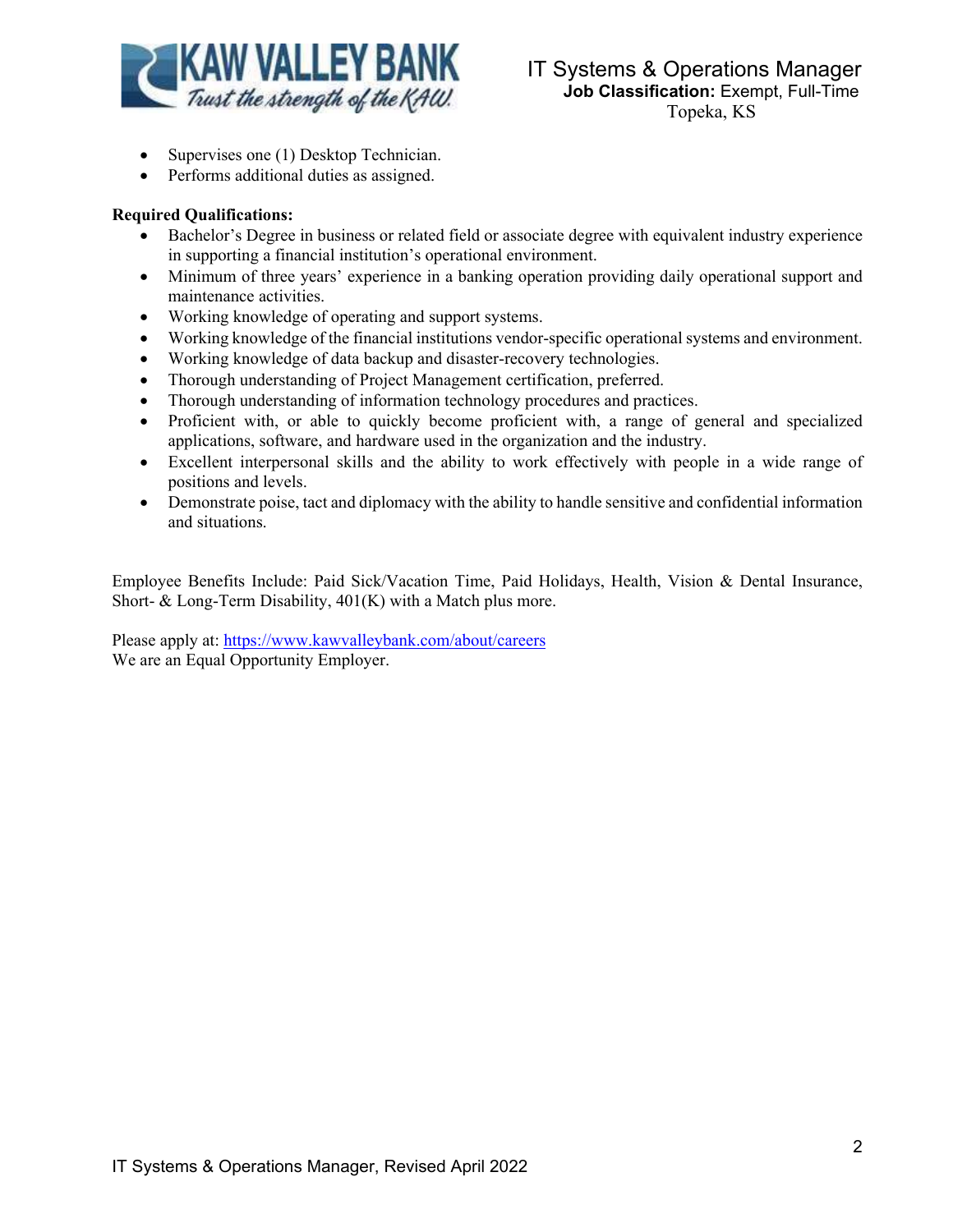- Supervises one (1) Desktop Technician.
- Performs additional duties as assigned.

**Required Qualifications:**

- Bachelor's Degree in business or related field or associate degree with equivalent industry experience in supporting a financial institution's operational environment.
- Minimum of three years' experience in a banking operation providing daily operational support and maintenance activities.
- Working knowledge of operating and support systems.
- Working knowledge of the financial institutions vendor-specific operational systems and environment.
- Working knowledge of data backup and disaster-recovery technologies.
- Thorough understanding of Project Management certification, preferred.
- Thorough understanding of information technology procedures and practices.
- Proficient with, or able to quickly become proficient with, a range of general and specialized applications, software, and hardware used in the organization and the industry.
- Excellent interpersonal skills and the ability to work effectively with people in a wide range of positions and levels.
- Demonstrate poise, tact and diplomacy with the ability to handle sensitive and confidential information and situations.

Employee Benefits Include: Paid Sick/Vacation Time, Paid Holidays, Health, Vision & Dental Insurance, Short- & Long-Term Disability, 401(K) with a Match plus more.

Please apply at: https://www.kawvalleybank.com/about/careers
We are an Equal Opportunity Employer.